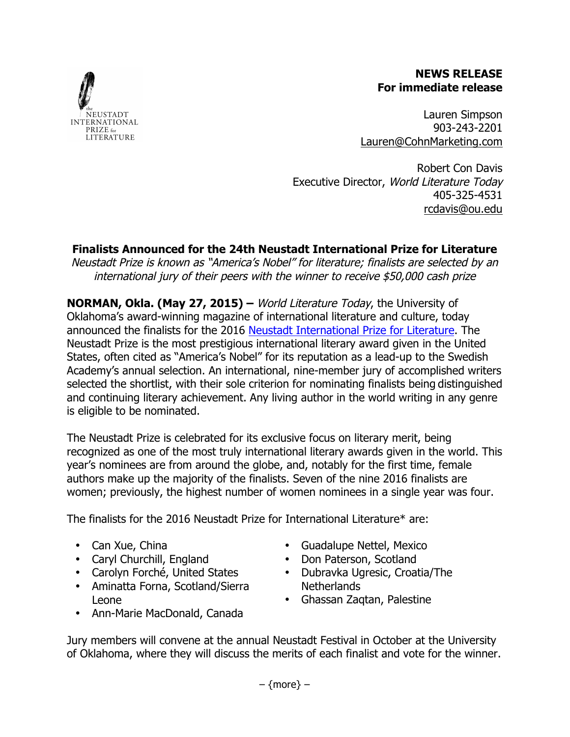the NEUSTADT INTERNATIONAL PRIZE for LITERATURE

**NEWS RELEASE**
**For immediate release**

Lauren Simpson
903-243-2201
Lauren@CohnMarketing.com

Robert Con Davis
Executive Director, *World Literature Today*
405-325-4531
rcdavis@ou.edu

## Finalists Announced for the 24th Neustadt International Prize for Literature

*Neustadt Prize is known as "America's Nobel" for literature; finalists are selected by an international jury of their peers with the winner to receive $50,000 cash prize*

**NORMAN, Okla. (May 27, 2015) –** *World Literature Today*, the University of Oklahoma's award-winning magazine of international literature and culture, today announced the finalists for the 2016 Neustadt International Prize for Literature. The Neustadt Prize is the most prestigious international literary award given in the United States, often cited as "America's Nobel" for its reputation as a lead-up to the Swedish Academy's annual selection. An international, nine-member jury of accomplished writers selected the shortlist, with their sole criterion for nominating finalists being distinguished and continuing literary achievement. Any living author in the world writing in any genre is eligible to be nominated.

The Neustadt Prize is celebrated for its exclusive focus on literary merit, being recognized as one of the most truly international literary awards given in the world. This year's nominees are from around the globe, and, notably for the first time, female authors make up the majority of the finalists. Seven of the nine 2016 finalists are women; previously, the highest number of women nominees in a single year was four.

The finalists for the 2016 Neustadt Prize for International Literature* are:

- Can Xue, China
- Caryl Churchill, England
- Carolyn Forché, United States
- Aminatta Forna, Scotland/Sierra Leone
- Ann-Marie MacDonald, Canada
- Guadalupe Nettel, Mexico
- Don Paterson, Scotland
- Dubravka Ugresic, Croatia/The Netherlands
- Ghassan Zaqtan, Palestine

Jury members will convene at the annual Neustadt Festival in October at the University of Oklahoma, where they will discuss the merits of each finalist and vote for the winner.

– {more} –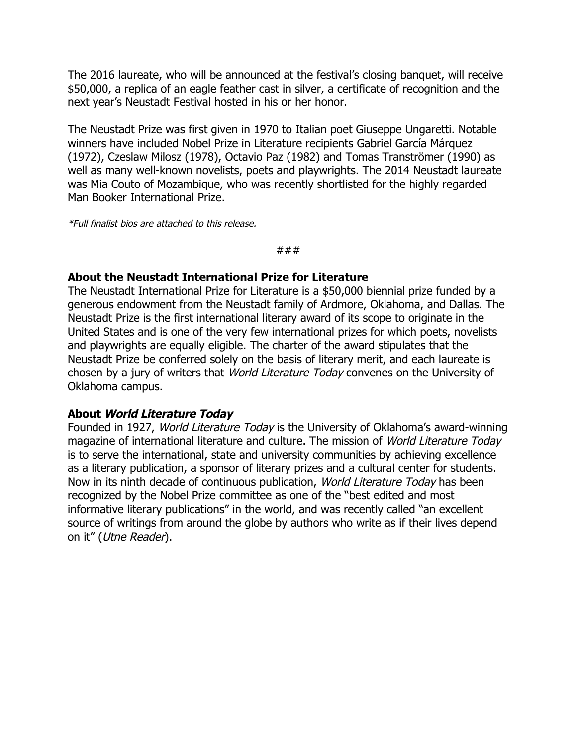The 2016 laureate, who will be announced at the festival's closing banquet, will receive $50,000, a replica of an eagle feather cast in silver, a certificate of recognition and the next year's Neustadt Festival hosted in his or her honor.

The Neustadt Prize was first given in 1970 to Italian poet Giuseppe Ungaretti. Notable winners have included Nobel Prize in Literature recipients Gabriel García Márquez (1972), Czeslaw Milosz (1978), Octavio Paz (1982) and Tomas Tranströmer (1990) as well as many well-known novelists, poets and playwrights. The 2014 Neustadt laureate was Mia Couto of Mozambique, who was recently shortlisted for the highly regarded Man Booker International Prize.

*\*Full finalist bios are attached to this release.*

###

**About the Neustadt International Prize for Literature**

The Neustadt International Prize for Literature is a $50,000 biennial prize funded by a generous endowment from the Neustadt family of Ardmore, Oklahoma, and Dallas. The Neustadt Prize is the first international literary award of its scope to originate in the United States and is one of the very few international prizes for which poets, novelists and playwrights are equally eligible. The charter of the award stipulates that the Neustadt Prize be conferred solely on the basis of literary merit, and each laureate is chosen by a jury of writers that *World Literature Today* convenes on the University of Oklahoma campus.

**About *World Literature Today***

Founded in 1927, *World Literature Today* is the University of Oklahoma's award-winning magazine of international literature and culture. The mission of *World Literature Today* is to serve the international, state and university communities by achieving excellence as a literary publication, a sponsor of literary prizes and a cultural center for students. Now in its ninth decade of continuous publication, *World Literature Today* has been recognized by the Nobel Prize committee as one of the "best edited and most informative literary publications" in the world, and was recently called "an excellent source of writings from around the globe by authors who write as if their lives depend on it" (*Utne Reader*).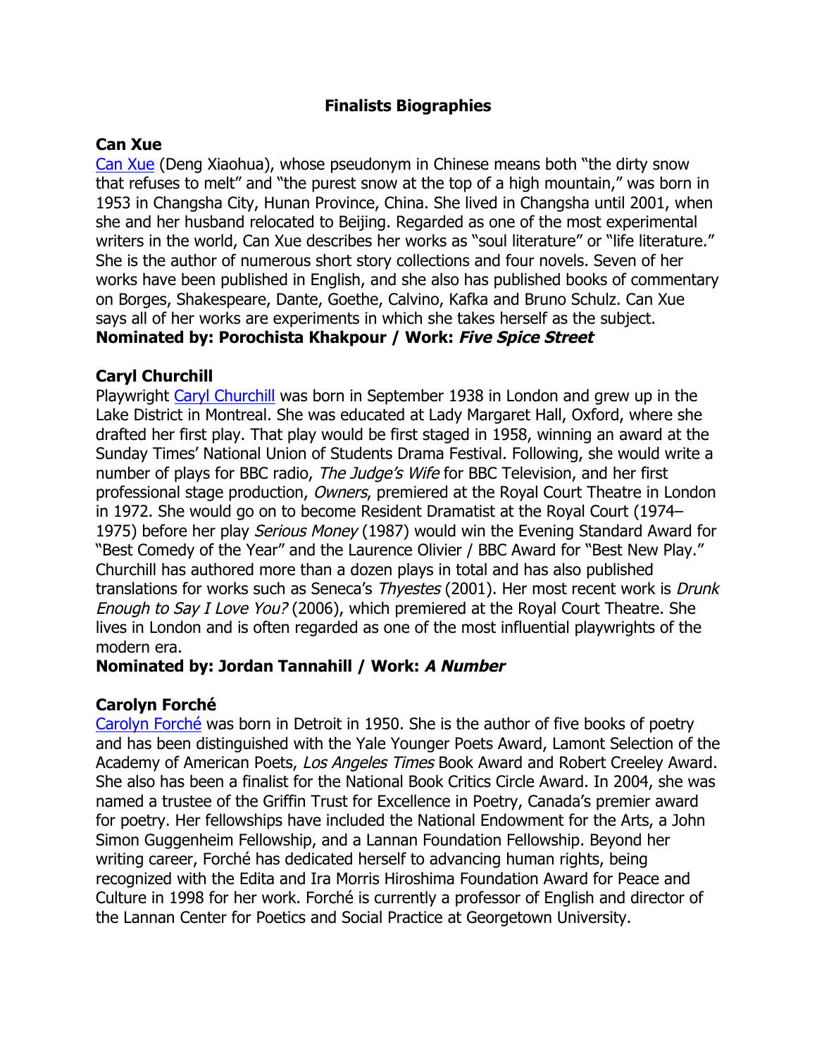## Finalists Biographies

### Can Xue

Can Xue (Deng Xiaohua), whose pseudonym in Chinese means both "the dirty snow that refuses to melt" and "the purest snow at the top of a high mountain," was born in 1953 in Changsha City, Hunan Province, China. She lived in Changsha until 2001, when she and her husband relocated to Beijing. Regarded as one of the most experimental writers in the world, Can Xue describes her works as "soul literature" or "life literature." She is the author of numerous short story collections and four novels. Seven of her works have been published in English, and she also has published books of commentary on Borges, Shakespeare, Dante, Goethe, Calvino, Kafka and Bruno Schulz. Can Xue says all of her works are experiments in which she takes herself as the subject.

**Nominated by: Porochista Khakpour / Work: *Five Spice Street***

### Caryl Churchill

Playwright Caryl Churchill was born in September 1938 in London and grew up in the Lake District in Montreal. She was educated at Lady Margaret Hall, Oxford, where she drafted her first play. That play would be first staged in 1958, winning an award at the Sunday Times' National Union of Students Drama Festival. Following, she would write a number of plays for BBC radio, *The Judge's Wife* for BBC Television, and her first professional stage production, *Owners*, premiered at the Royal Court Theatre in London in 1972. She would go on to become Resident Dramatist at the Royal Court (1974–1975) before her play *Serious Money* (1987) would win the Evening Standard Award for "Best Comedy of the Year" and the Laurence Olivier / BBC Award for "Best New Play." Churchill has authored more than a dozen plays in total and has also published translations for works such as Seneca's *Thyestes* (2001). Her most recent work is *Drunk Enough to Say I Love You?* (2006), which premiered at the Royal Court Theatre. She lives in London and is often regarded as one of the most influential playwrights of the modern era.

**Nominated by: Jordan Tannahill / Work: *A Number***

### Carolyn Forché

Carolyn Forché was born in Detroit in 1950. She is the author of five books of poetry and has been distinguished with the Yale Younger Poets Award, Lamont Selection of the Academy of American Poets, *Los Angeles Times* Book Award and Robert Creeley Award. She also has been a finalist for the National Book Critics Circle Award. In 2004, she was named a trustee of the Griffin Trust for Excellence in Poetry, Canada's premier award for poetry. Her fellowships have included the National Endowment for the Arts, a John Simon Guggenheim Fellowship, and a Lannan Foundation Fellowship. Beyond her writing career, Forché has dedicated herself to advancing human rights, being recognized with the Edita and Ira Morris Hiroshima Foundation Award for Peace and Culture in 1998 for her work. Forché is currently a professor of English and director of the Lannan Center for Poetics and Social Practice at Georgetown University.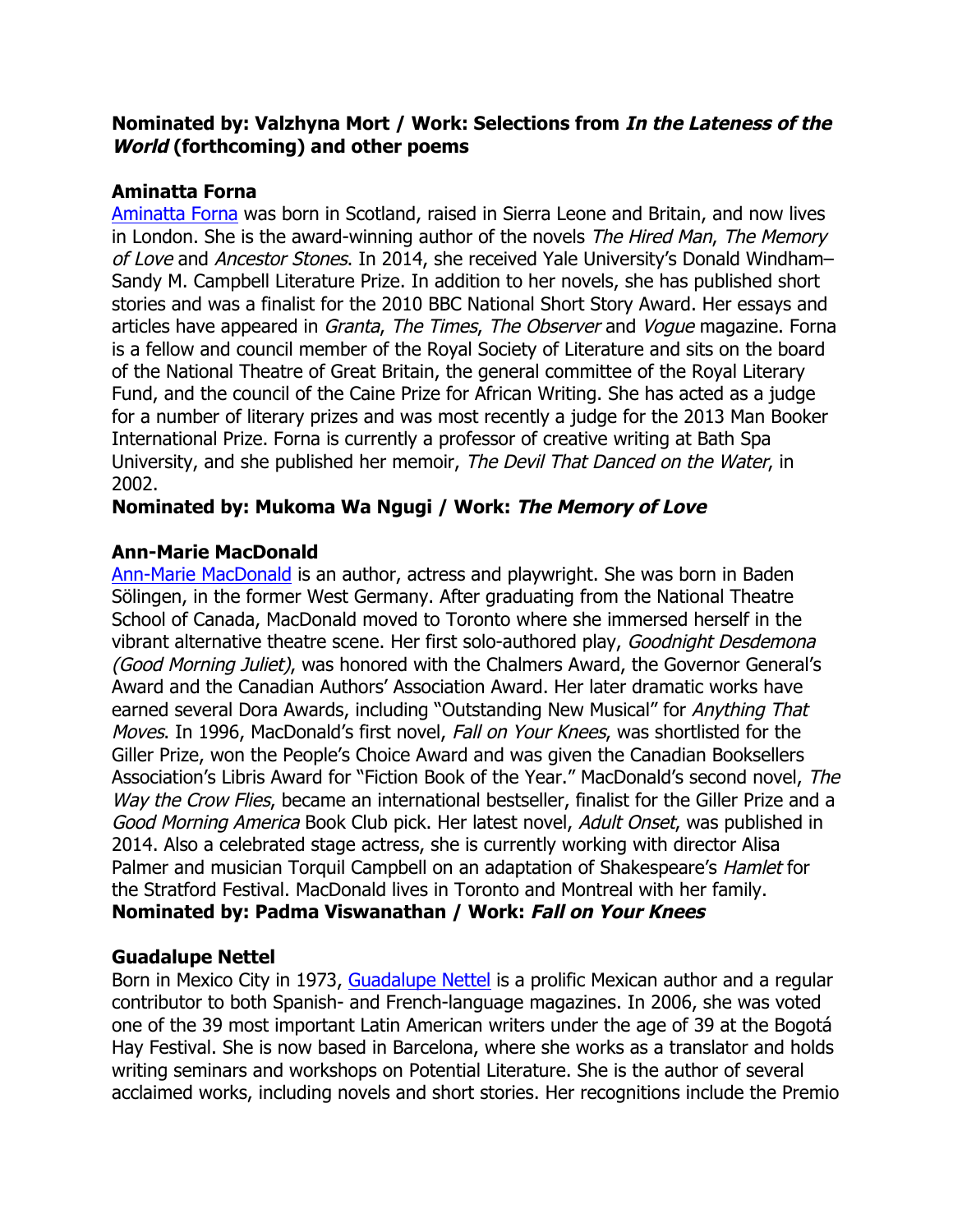**Nominated by: Valzhyna Mort / Work: Selections from *In the Lateness of the World* (forthcoming) and other poems**

**Aminatta Forna**
Aminatta Forna was born in Scotland, raised in Sierra Leone and Britain, and now lives in London. She is the award-winning author of the novels *The Hired Man*, *The Memory of Love* and *Ancestor Stones*. In 2014, she received Yale University's Donald Windham–Sandy M. Campbell Literature Prize. In addition to her novels, she has published short stories and was a finalist for the 2010 BBC National Short Story Award. Her essays and articles have appeared in *Granta*, *The Times*, *The Observer* and *Vogue* magazine. Forna is a fellow and council member of the Royal Society of Literature and sits on the board of the National Theatre of Great Britain, the general committee of the Royal Literary Fund, and the council of the Caine Prize for African Writing. She has acted as a judge for a number of literary prizes and was most recently a judge for the 2013 Man Booker International Prize. Forna is currently a professor of creative writing at Bath Spa University, and she published her memoir, *The Devil That Danced on the Water*, in 2002.
**Nominated by: Mukoma Wa Ngugi / Work: *The Memory of Love***

**Ann-Marie MacDonald**
Ann-Marie MacDonald is an author, actress and playwright. She was born in Baden Sölingen, in the former West Germany. After graduating from the National Theatre School of Canada, MacDonald moved to Toronto where she immersed herself in the vibrant alternative theatre scene. Her first solo-authored play, *Goodnight Desdemona (Good Morning Juliet)*, was honored with the Chalmers Award, the Governor General's Award and the Canadian Authors' Association Award. Her later dramatic works have earned several Dora Awards, including "Outstanding New Musical" for *Anything That Moves*. In 1996, MacDonald's first novel, *Fall on Your Knees*, was shortlisted for the Giller Prize, won the People's Choice Award and was given the Canadian Booksellers Association's Libris Award for "Fiction Book of the Year." MacDonald's second novel, *The Way the Crow Flies*, became an international bestseller, finalist for the Giller Prize and a *Good Morning America* Book Club pick. Her latest novel, *Adult Onset*, was published in 2014. Also a celebrated stage actress, she is currently working with director Alisa Palmer and musician Torquil Campbell on an adaptation of Shakespeare's *Hamlet* for the Stratford Festival. MacDonald lives in Toronto and Montreal with her family.
**Nominated by: Padma Viswanathan / Work: *Fall on Your Knees***

**Guadalupe Nettel**
Born in Mexico City in 1973, Guadalupe Nettel is a prolific Mexican author and a regular contributor to both Spanish- and French-language magazines. In 2006, she was voted one of the 39 most important Latin American writers under the age of 39 at the Bogotá Hay Festival. She is now based in Barcelona, where she works as a translator and holds writing seminars and workshops on Potential Literature. She is the author of several acclaimed works, including novels and short stories. Her recognitions include the Premio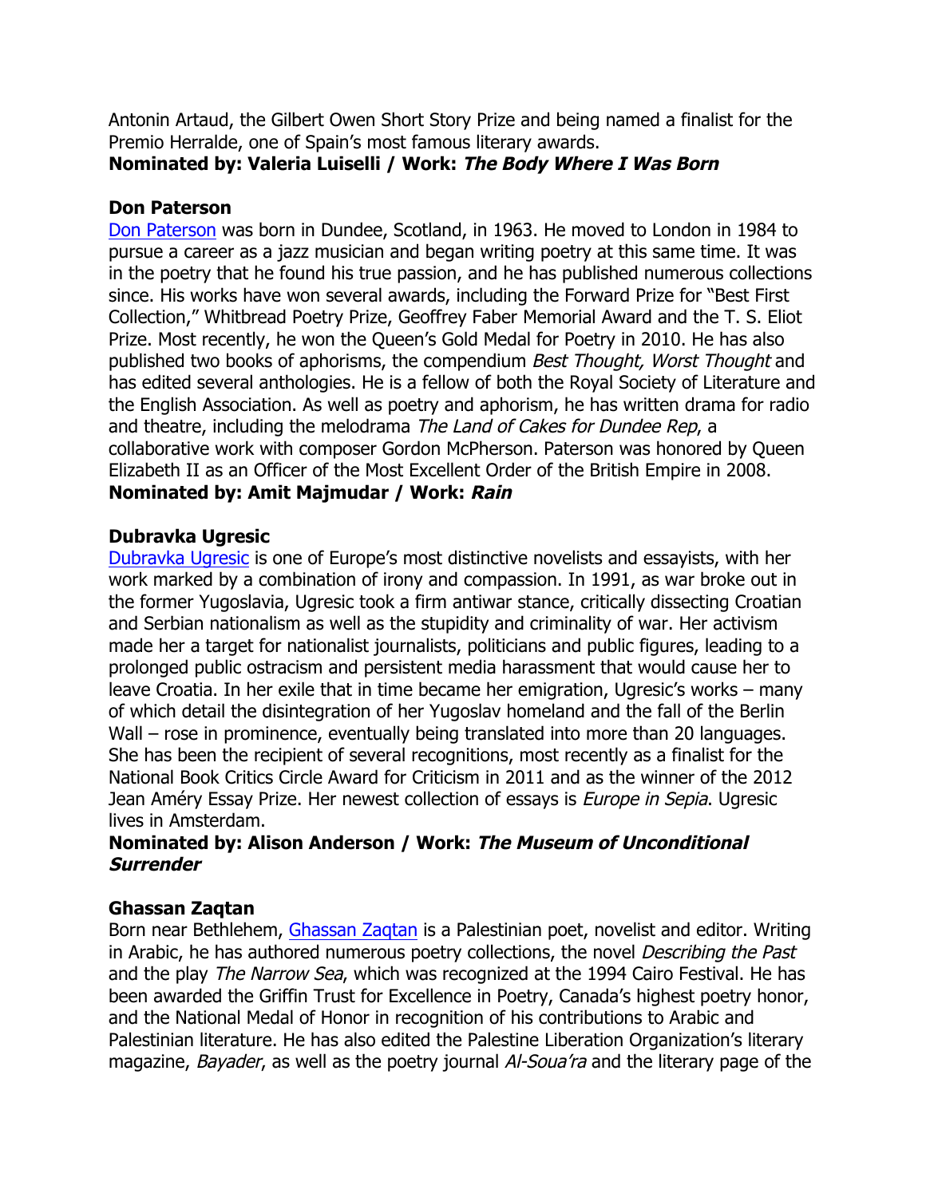Antonin Artaud, the Gilbert Owen Short Story Prize and being named a finalist for the Premio Herralde, one of Spain's most famous literary awards.
**Nominated by: Valeria Luiselli / Work: *The Body Where I Was Born***

### Don Paterson

Don Paterson was born in Dundee, Scotland, in 1963. He moved to London in 1984 to pursue a career as a jazz musician and began writing poetry at this same time. It was in the poetry that he found his true passion, and he has published numerous collections since. His works have won several awards, including the Forward Prize for "Best First Collection," Whitbread Poetry Prize, Geoffrey Faber Memorial Award and the T. S. Eliot Prize. Most recently, he won the Queen's Gold Medal for Poetry in 2010. He has also published two books of aphorisms, the compendium *Best Thought, Worst Thought* and has edited several anthologies. He is a fellow of both the Royal Society of Literature and the English Association. As well as poetry and aphorism, he has written drama for radio and theatre, including the melodrama *The Land of Cakes for Dundee Rep*, a collaborative work with composer Gordon McPherson. Paterson was honored by Queen Elizabeth II as an Officer of the Most Excellent Order of the British Empire in 2008.
**Nominated by: Amit Majmudar / Work: *Rain***

### Dubravka Ugresic

Dubravka Ugresic is one of Europe's most distinctive novelists and essayists, with her work marked by a combination of irony and compassion. In 1991, as war broke out in the former Yugoslavia, Ugresic took a firm antiwar stance, critically dissecting Croatian and Serbian nationalism as well as the stupidity and criminality of war. Her activism made her a target for nationalist journalists, politicians and public figures, leading to a prolonged public ostracism and persistent media harassment that would cause her to leave Croatia. In her exile that in time became her emigration, Ugresic's works – many of which detail the disintegration of her Yugoslav homeland and the fall of the Berlin Wall – rose in prominence, eventually being translated into more than 20 languages. She has been the recipient of several recognitions, most recently as a finalist for the National Book Critics Circle Award for Criticism in 2011 and as the winner of the 2012 Jean Améry Essay Prize. Her newest collection of essays is *Europe in Sepia*. Ugresic lives in Amsterdam.
**Nominated by: Alison Anderson / Work: *The Museum of Unconditional Surrender***

### Ghassan Zaqtan

Born near Bethlehem, Ghassan Zaqtan is a Palestinian poet, novelist and editor. Writing in Arabic, he has authored numerous poetry collections, the novel *Describing the Past* and the play *The Narrow Sea*, which was recognized at the 1994 Cairo Festival. He has been awarded the Griffin Trust for Excellence in Poetry, Canada's highest poetry honor, and the National Medal of Honor in recognition of his contributions to Arabic and Palestinian literature. He has also edited the Palestine Liberation Organization's literary magazine, *Bayader*, as well as the poetry journal *Al-Soua'ra* and the literary page of the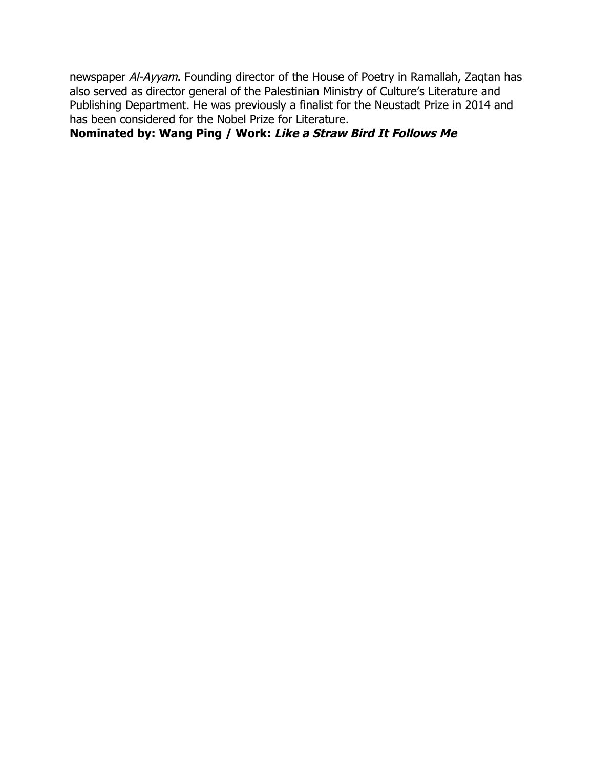newspaper *Al-Ayyam*. Founding director of the House of Poetry in Ramallah, Zaqtan has also served as director general of the Palestinian Ministry of Culture's Literature and Publishing Department. He was previously a finalist for the Neustadt Prize in 2014 and has been considered for the Nobel Prize for Literature.

**Nominated by: Wang Ping / Work: *Like a Straw Bird It Follows Me***